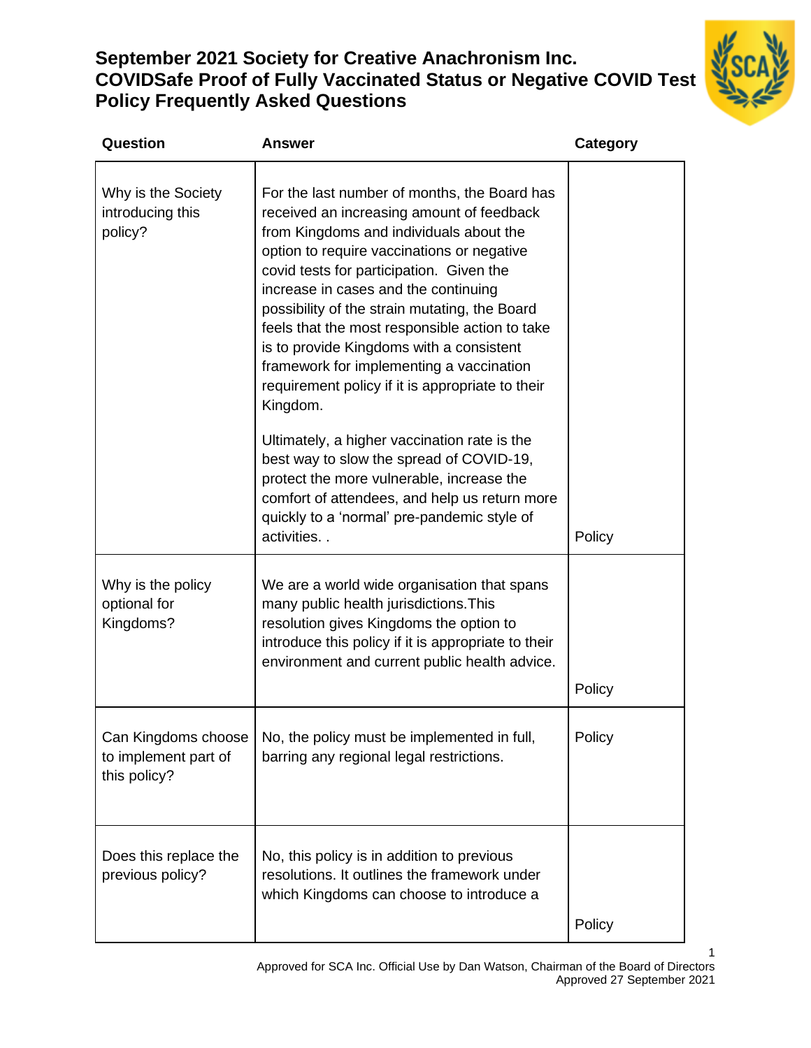# September 2021 Society for Creative Anachronism Inc. COVIDSafe Proof of Fully Vaccinated Status or Negative COVID Test Policy Frequently Asked Questions

| Question | Answer | Category |
|---|---|---|
| Why is the Society introducing this policy? | For the last number of months, the Board has received an increasing amount of feedback from Kingdoms and individuals about the option to require vaccinations or negative covid tests for participation. Given the increase in cases and the continuing possibility of the strain mutating, the Board feels that the most responsible action to take is to provide Kingdoms with a consistent framework for implementing a vaccination requirement policy if it is appropriate to their Kingdom.<br><br>Ultimately, a higher vaccination rate is the best way to slow the spread of COVID-19, protect the more vulnerable, increase the comfort of attendees, and help us return more quickly to a 'normal' pre-pandemic style of activities. . | Policy |
| Why is the policy optional for Kingdoms? | We are a world wide organisation that spans many public health jurisdictions.This resolution gives Kingdoms the option to introduce this policy if it is appropriate to their environment and current public health advice. | Policy |
| Can Kingdoms choose to implement part of this policy? | No, the policy must be implemented in full, barring any regional legal restrictions. | Policy |
| Does this replace the previous policy? | No, this policy is in addition to previous resolutions. It outlines the framework under which Kingdoms can choose to introduce a | Policy |

Approved for SCA Inc. Official Use by Dan Watson, Chairman of the Board of Directors
Approved 27 September 2021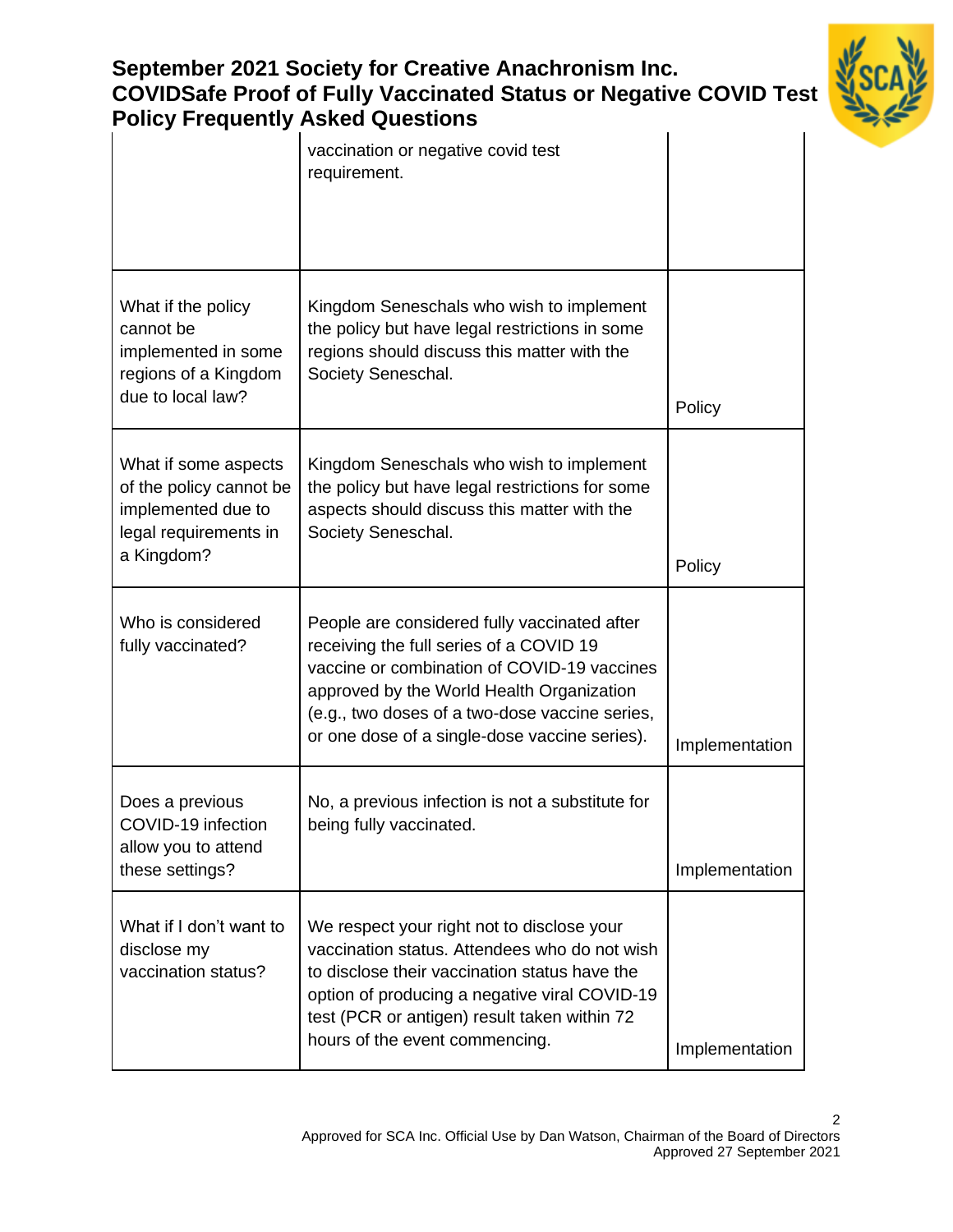| | | |
|---|---|---|
| | vaccination or negative covid test requirement. | |
| What if the policy cannot be implemented in some regions of a Kingdom due to local law? | Kingdom Seneschals who wish to implement the policy but have legal restrictions in some regions should discuss this matter with the Society Seneschal. | Policy |
| What if some aspects of the policy cannot be implemented due to legal requirements in a Kingdom? | Kingdom Seneschals who wish to implement the policy but have legal restrictions for some aspects should discuss this matter with the Society Seneschal. | Policy |
| Who is considered fully vaccinated? | People are considered fully vaccinated after receiving the full series of a COVID 19 vaccine or combination of COVID-19 vaccines approved by the World Health Organization (e.g., two doses of a two-dose vaccine series, or one dose of a single-dose vaccine series). | Implementation |
| Does a previous COVID-19 infection allow you to attend these settings? | No, a previous infection is not a substitute for being fully vaccinated. | Implementation |
| What if I don't want to disclose my vaccination status? | We respect your right not to disclose your vaccination status. Attendees who do not wish to disclose their vaccination status have the option of producing a negative viral COVID-19 test (PCR or antigen) result taken within 72 hours of the event commencing. | Implementation |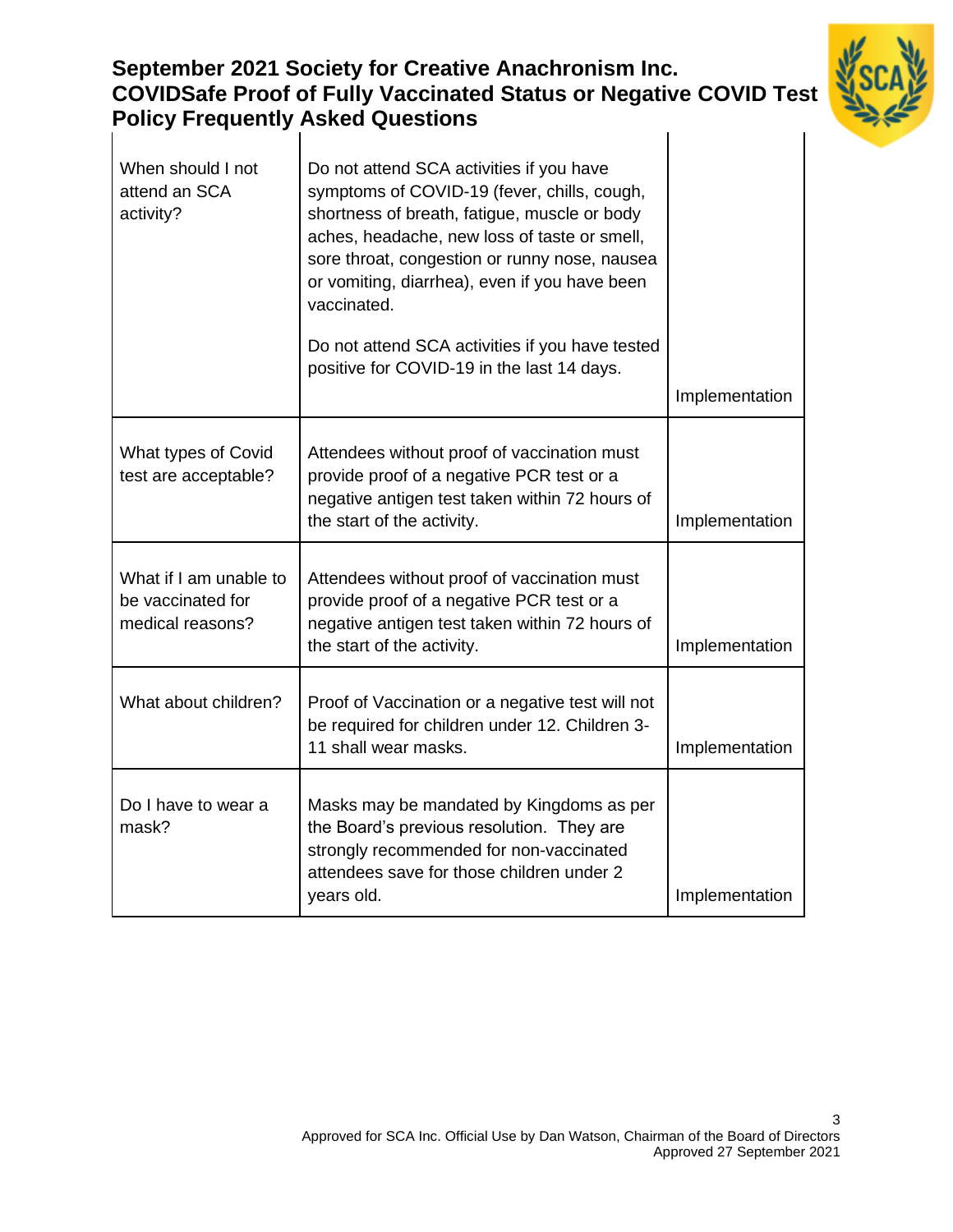| When should I not attend an SCA activity? | Do not attend SCA activities if you have symptoms of COVID-19 (fever, chills, cough, shortness of breath, fatigue, muscle or body aches, headache, new loss of taste or smell, sore throat, congestion or runny nose, nausea or vomiting, diarrhea), even if you have been vaccinated.<br><br>Do not attend SCA activities if you have tested positive for COVID-19 in the last 14 days. | Implementation |
|---|---|---|
| What types of Covid test are acceptable? | Attendees without proof of vaccination must provide proof of a negative PCR test or a negative antigen test taken within 72 hours of the start of the activity. | Implementation |
| What if I am unable to be vaccinated for medical reasons? | Attendees without proof of vaccination must provide proof of a negative PCR test or a negative antigen test taken within 72 hours of the start of the activity. | Implementation |
| What about children? | Proof of Vaccination or a negative test will not be required for children under 12. Children 3-11 shall wear masks. | Implementation |
| Do I have to wear a mask? | Masks may be mandated by Kingdoms as per the Board's previous resolution. They are strongly recommended for non-vaccinated attendees save for those children under 2 years old. | Implementation |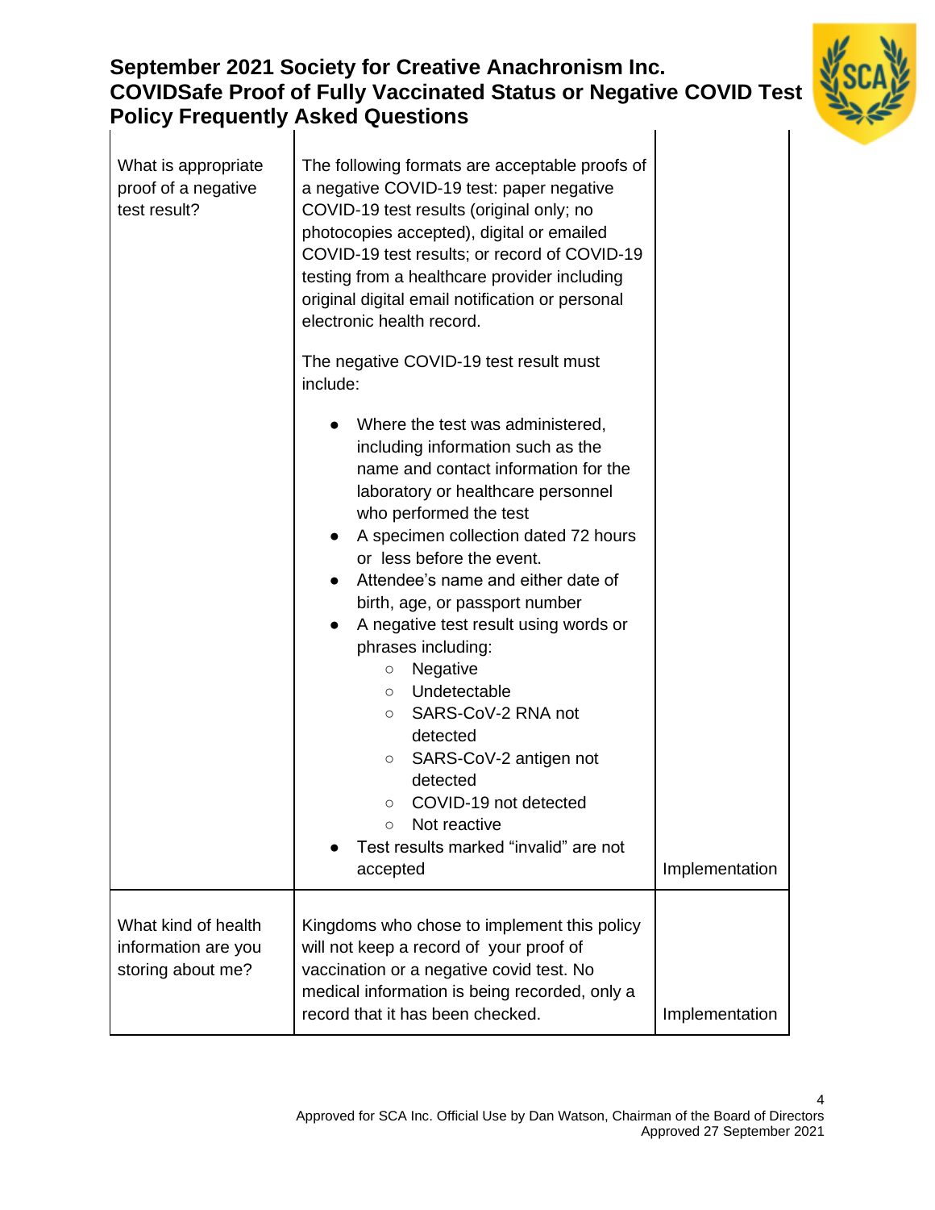# September 2021 Society for Creative Anachronism Inc. COVIDSafe Proof of Fully Vaccinated Status or Negative COVID Test Policy Frequently Asked Questions

| | | |
|---|---|---|
| What is appropriate proof of a negative test result? | The following formats are acceptable proofs of a negative COVID-19 test: paper negative COVID-19 test results (original only; no photocopies accepted), digital or emailed COVID-19 test results; or record of COVID-19 testing from a healthcare provider including original digital email notification or personal electronic health record.<br><br>The negative COVID-19 test result must include:<br><br>● Where the test was administered, including information such as the name and contact information for the laboratory or healthcare personnel who performed the test<br>● A specimen collection dated 72 hours or less before the event.<br>● Attendee's name and either date of birth, age, or passport number<br>● A negative test result using words or phrases including:<br>○ Negative<br>○ Undetectable<br>○ SARS-CoV-2 RNA not detected<br>○ SARS-CoV-2 antigen not detected<br>○ COVID-19 not detected<br>○ Not reactive<br>● Test results marked "invalid" are not accepted | Implementation |
| What kind of health information are you storing about me? | Kingdoms who chose to implement this policy will not keep a record of your proof of vaccination or a negative covid test. No medical information is being recorded, only a record that it has been checked. | Implementation |

Approved for SCA Inc. Official Use by Dan Watson, Chairman of the Board of Directors
Approved 27 September 2021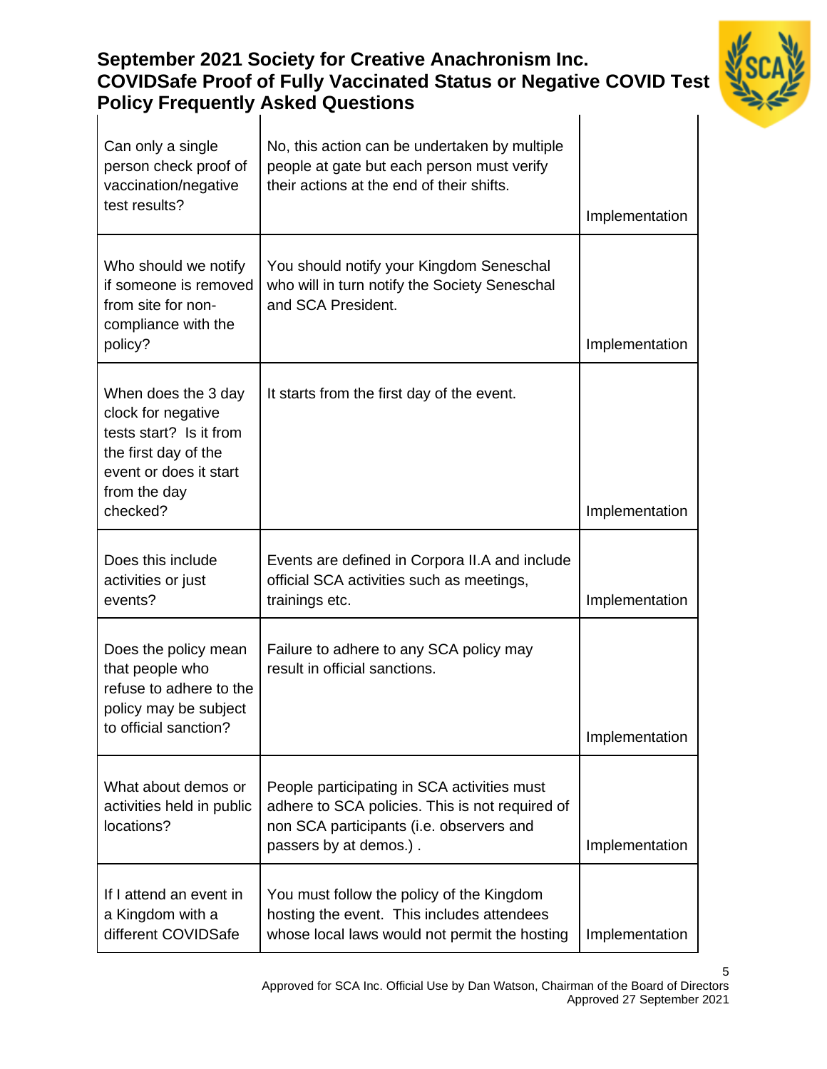| Can only a single person check proof of vaccination/negative test results? | No, this action can be undertaken by multiple people at gate but each person must verify their actions at the end of their shifts. | Implementation |
|---|---|---|
| Who should we notify if someone is removed from site for non-compliance with the policy? | You should notify your Kingdom Seneschal who will in turn notify the Society Seneschal and SCA President. | Implementation |
| When does the 3 day clock for negative tests start? Is it from the first day of the event or does it start from the day checked? | It starts from the first day of the event. | Implementation |
| Does this include activities or just events? | Events are defined in Corpora II.A and include official SCA activities such as meetings, trainings etc. | Implementation |
| Does the policy mean that people who refuse to adhere to the policy may be subject to official sanction? | Failure to adhere to any SCA policy may result in official sanctions. | Implementation |
| What about demos or activities held in public locations? | People participating in SCA activities must adhere to SCA policies. This is not required of non SCA participants (i.e. observers and passers by at demos.) . | Implementation |
| If I attend an event in a Kingdom with a different COVIDSafe | You must follow the policy of the Kingdom hosting the event. This includes attendees whose local laws would not permit the hosting | Implementation |

Approved for SCA Inc. Official Use by Dan Watson, Chairman of the Board of Directors
Approved 27 September 2021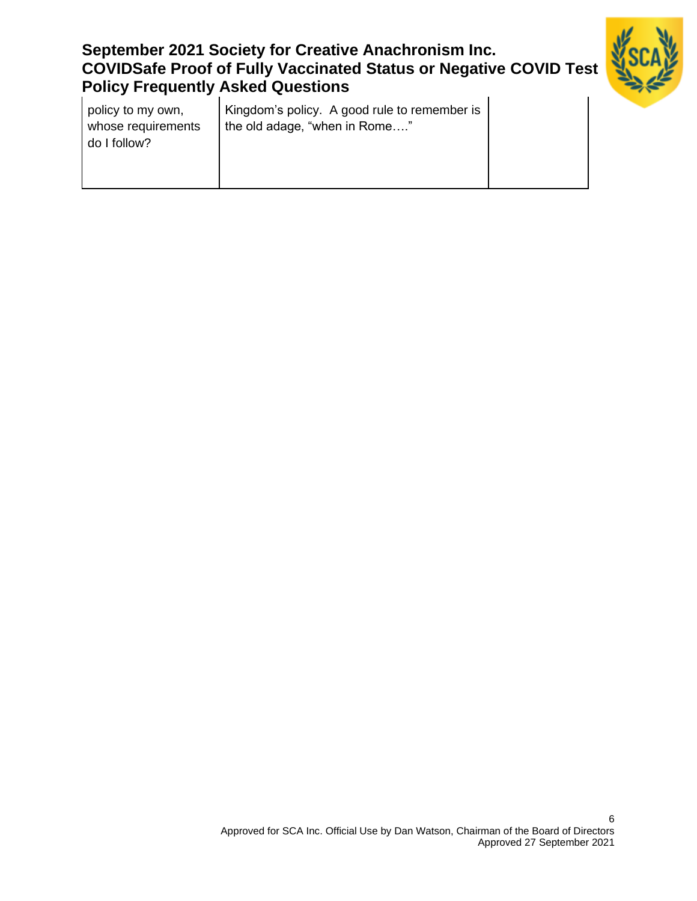| | | |
|---|---|---|
| policy to my own, whose requirements do I follow? | Kingdom's policy. A good rule to remember is the old adage, "when in Rome…." | |

Approved for SCA Inc. Official Use by Dan Watson, Chairman of the Board of Directors
Approved 27 September 2021